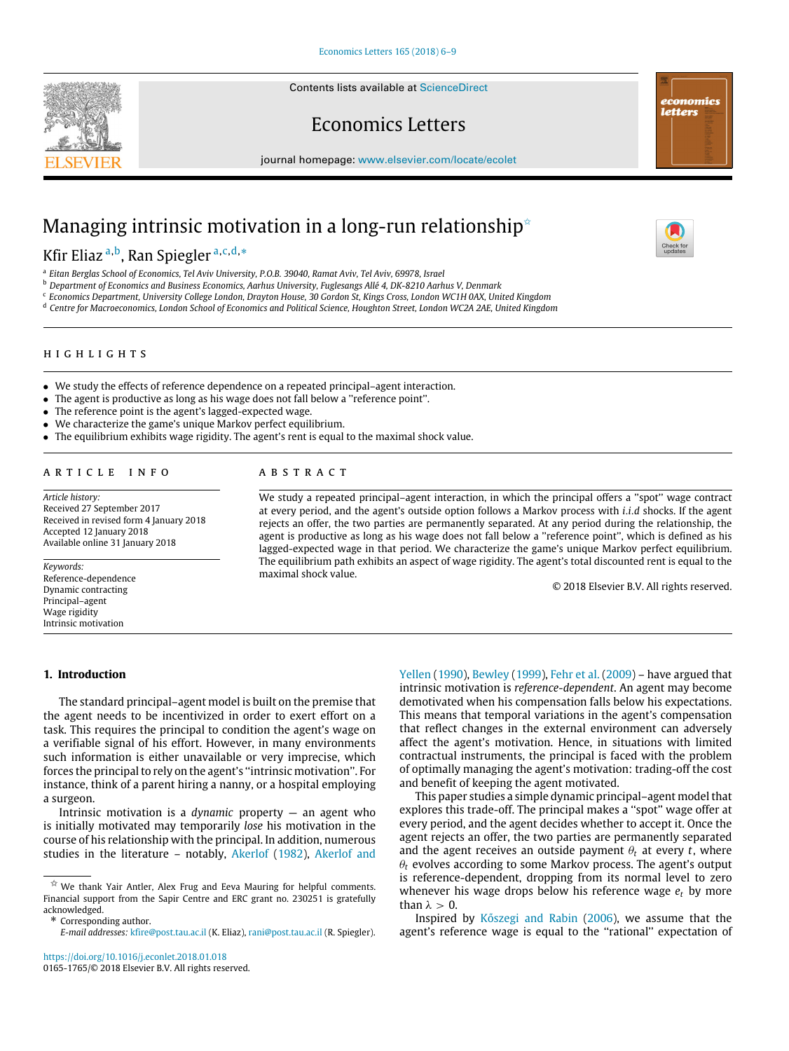# Managing intrinsic motivation in a long-run relationship[☆]

Kfir Eliaz[a,b], Ran Spiegler[a,c,d,*]

[a] Eitan Berglas School of Economics, Tel Aviv University, P.O.B. 39040, Ramat Aviv, Tel Aviv, 69978, Israel
[b] Department of Economics and Business Economics, Aarhus University, Fuglesangs Allé 4, DK-8210 Aarhus V, Denmark
[c] Economics Department, University College London, Drayton House, 30 Gordon St, Kings Cross, London WC1H 0AX, United Kingdom
[d] Centre for Macroeconomics, London School of Economics and Political Science, Houghton Street, London WC2A 2AE, United Kingdom

## HIGHLIGHTS

- We study the effects of reference dependence on a repeated principal–agent interaction.
- The agent is productive as long as his wage does not fall below a "reference point".
- The reference point is the agent's lagged-expected wage.
- We characterize the game's unique Markov perfect equilibrium.
- The equilibrium exhibits wage rigidity. The agent's rent is equal to the maximal shock value.

## ARTICLE INFO

*Article history:*
Received 27 September 2017
Received in revised form 4 January 2018
Accepted 12 January 2018
Available online 31 January 2018

*Keywords:*
Reference-dependence
Dynamic contracting
Principal–agent
Wage rigidity
Intrinsic motivation

## ABSTRACT

We study a repeated principal–agent interaction, in which the principal offers a "spot" wage contract at every period, and the agent's outside option follows a Markov process with *i.i.d* shocks. If the agent rejects an offer, the two parties are permanently separated. At any period during the relationship, the agent is productive as long as his wage does not fall below a "reference point", which is defined as his lagged-expected wage in that period. We characterize the game's unique Markov perfect equilibrium. The equilibrium path exhibits an aspect of wage rigidity. The agent's total discounted rent is equal to the maximal shock value.

© 2018 Elsevier B.V. All rights reserved.

## 1. Introduction

The standard principal–agent model is built on the premise that the agent needs to be incentivized in order to exert effort on a task. This requires the principal to condition the agent's wage on a verifiable signal of his effort. However, in many environments such information is either unavailable or very imprecise, which forces the principal to rely on the agent's "intrinsic motivation". For instance, think of a parent hiring a nanny, or a hospital employing a surgeon.

Intrinsic motivation is a *dynamic* property — an agent who is initially motivated may temporarily *lose* his motivation in the course of his relationship with the principal. In addition, numerous studies in the literature – notably, Akerlof (1982), Akerlof and Yellen (1990), Bewley (1999), Fehr et al. (2009) – have argued that intrinsic motivation is *reference-dependent*. An agent may become demotivated when his compensation falls below his expectations. This means that temporal variations in the agent's compensation that reflect changes in the external environment can adversely affect the agent's motivation. Hence, in situations with limited contractual instruments, the principal is faced with the problem of optimally managing the agent's motivation: trading-off the cost and benefit of keeping the agent motivated.

This paper studies a simple dynamic principal–agent model that explores this trade-off. The principal makes a "spot" wage offer at every period, and the agent decides whether to accept it. Once the agent rejects an offer, the two parties are permanently separated and the agent receives an outside payment $\theta_t$ at every $t$, where $\theta_t$ evolves according to some Markov process. The agent's output is reference-dependent, dropping from its normal level to zero whenever his wage drops below his reference wage $e_t$ by more than $\lambda > 0$.

Inspired by Kőszegi and Rabin (2006), we assume that the agent's reference wage is equal to the "rational" expectation of

[☆] We thank Yair Antler, Alex Frug and Eeva Mauring for helpful comments. Financial support from the Sapir Centre and ERC grant no. 230251 is gratefully acknowledged.

\* Corresponding author.
*E-mail addresses:* kfire@post.tau.ac.il (K. Eliaz), rani@post.tau.ac.il (R. Spiegler).

https://doi.org/10.1016/j.econlet.2018.01.018
0165-1765/© 2018 Elsevier B.V. All rights reserved.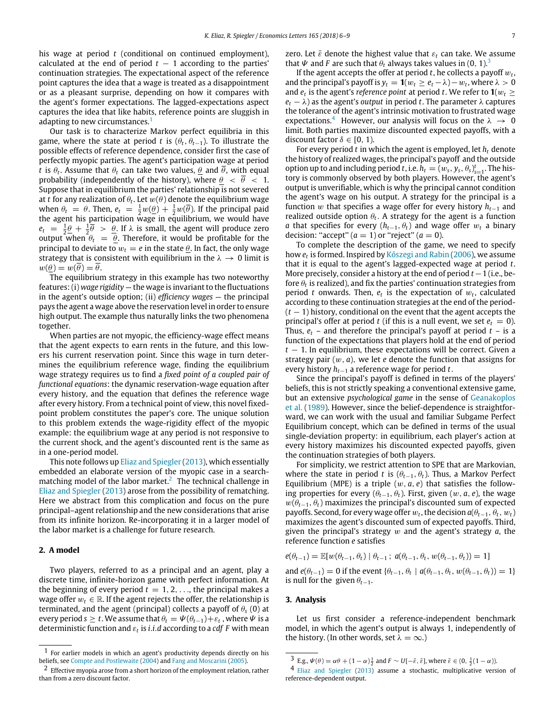his wage at period $t$ (conditional on continued employment), calculated at the end of period $t-1$ according to the parties' continuation strategies. The expectational aspect of the reference point captures the idea that a wage is treated as a disappointment or as a pleasant surprise, depending on how it compares with the agent's former expectations. The lagged-expectations aspect captures the idea that like habits, reference points are sluggish in adapting to new circumstances.[1]

Our task is to characterize Markov perfect equilibria in this game, where the state at period $t$ is $(\theta_t, \theta_{t-1})$. To illustrate the possible effects of reference dependence, consider first the case of perfectly myopic parties. The agent's participation wage at period $t$ is $\theta_t$. Assume that $\theta_t$ can take two values, $\underline{\theta}$ and $\overline{\theta}$, with equal probability (independently of the history), where $\underline{\theta} < \overline{\theta} < 1$. Suppose that in equilibrium the parties' relationship is not severed at $t$ for any realization of $\theta_t$. Let $w(\theta)$ denote the equilibrium wage when $\theta_t = \theta$. Then, $e_t = \frac{1}{2}w(\underline{\theta}) + \frac{1}{2}w(\overline{\theta})$. If the principal paid the agent his participation wage in equilibrium, we would have $e_t = \frac{1}{2}\underline{\theta} + \frac{1}{2}\overline{\theta} > \underline{\theta}$. If $\lambda$ is small, the agent will produce zero output when $\theta_t = \underline{\theta}$. Therefore, it would be profitable for the principal to deviate to $w_t = e$ in the state $\underline{\theta}$. In fact, the only wage strategy that is consistent with equilibrium in the $\lambda \to 0$ limit is $w(\underline{\theta}) = w(\overline{\theta}) = \overline{\theta}$.

The equilibrium strategy in this example has two noteworthy features: (i) *wage rigidity* — the wage is invariant to the fluctuations in the agent's outside option; (ii) *efficiency wages* — the principal pays the agent a wage above the reservation level in order to ensure high output. The example thus naturally links the two phenomena together.

When parties are not myopic, the efficiency-wage effect means that the agent expects to earn rents in the future, and this lowers his current reservation point. Since this wage in turn determines the equilibrium reference wage, finding the equilibrium wage strategy requires us to find a *fixed point of a coupled pair of functional equations*: the dynamic reservation-wage equation after every history, and the equation that defines the reference wage after every history. From a technical point of view, this novel fixed-point problem constitutes the paper's core. The unique solution to this problem extends the wage-rigidity effect of the myopic example: the equilibrium wage at any period is not responsive to the current shock, and the agent's discounted rent is the same as in a one-period model.

This note follows up Eliaz and Spiegler (2013), which essentially embedded an elaborate version of the myopic case in a search-matching model of the labor market.[2] The technical challenge in Eliaz and Spiegler (2013) arose from the possibility of rematching. Here we abstract from this complication and focus on the pure principal–agent relationship and the new considerations that arise from its infinite horizon. Re-incorporating it in a larger model of the labor market is a challenge for future research.

## 2. A model

Two players, referred to as a principal and an agent, play a discrete time, infinite-horizon game with perfect information. At the beginning of every period $t = 1, 2, \ldots$, the principal makes a wage offer $w_t \in \mathbb{R}$. If the agent rejects the offer, the relationship is terminated, and the agent (principal) collects a payoff of $\theta_s$ (0) at every period $s \geq t$. We assume that $\theta_t = \Psi(\theta_{t-1}) + \varepsilon_t$, where $\Psi$ is a deterministic function and $\varepsilon_t$ is *i.i.d* according to a *cdf* $F$ with mean zero. Let $\bar{\varepsilon}$ denote the highest value that $\varepsilon_t$ can take. We assume that $\Psi$ and $F$ are such that $\theta_t$ always takes values in $(0, 1)$.[3]

If the agent accepts the offer at period $t$, he collects a payoff $w_t$, and the principal's payoff is $y_t = \mathbf{1}(w_t \geq e_t - \lambda) - w_t$, where $\lambda > 0$ and $e_t$ is the agent's *reference point* at period $t$. We refer to $\mathbf{1}(w_t \geq e_t - \lambda)$ as the agent's *output* in period $t$. The parameter $\lambda$ captures the tolerance of the agent's intrinsic motivation to frustrated wage expectations.[4] However, our analysis will focus on the $\lambda \to 0$ limit. Both parties maximize discounted expected payoffs, with a discount factor $\delta \in [0, 1)$.

For every period $t$ in which the agent is employed, let $h_t$ denote the history of realized wages, the principal's payoff and the outside option up to and including period $t$, i.e. $h_t = (w_s, y_s, \theta_s)_{s=1}^{t}$. The history is commonly observed by both players. However, the agent's output is unverifiable, which is why the principal cannot condition the agent's wage on his output. A strategy for the principal is a function $w$ that specifies a wage offer for every history $h_{t-1}$ and realized outside option $\theta_t$. A strategy for the agent is a function $a$ that specifies for every $(h_{t-1}, \theta_t)$ and wage offer $w_t$ a binary decision: "accept" ($a = 1$) or "reject" ($a = 0$).

To complete the description of the game, we need to specify how $e_t$ is formed. Inspired by Kőszegi and Rabin (2006), we assume that it is equal to the agent's lagged-expected wage at period $t$. More precisely, consider a history at the end of period $t-1$ (i.e., before $\theta_t$ is realized), and fix the parties' continuation strategies from period $t$ onwards. Then, $e_t$ is the expectation of $w_t$, calculated according to these continuation strategies at the end of the period-$(t-1)$ history, conditional on the event that the agent accepts the principal's offer at period $t$ (if this is a null event, we set $e_t = 0$). Thus, $e_t$ – and therefore the principal's payoff at period $t$ – is a function of the expectations that players hold at the end of period $t-1$. In equilibrium, these expectations will be correct. Given a strategy pair $(w, a)$, we let $e$ denote the function that assigns for every history $h_{t-1}$ a reference wage for period $t$.

Since the principal's payoff is defined in terms of the players' beliefs, this is not strictly speaking a conventional extensive game, but an extensive *psychological game* in the sense of Geanakoplos et al. (1989). However, since the belief-dependence is straightforward, we can work with the usual and familiar Subgame Perfect Equilibrium concept, which can be defined in terms of the usual single-deviation property: in equilibrium, each player's action at every history maximizes his discounted expected payoffs, given the continuation strategies of both players.

For simplicity, we restrict attention to SPE that are Markovian, where the state in period $t$ is $(\theta_{t-1}, \theta_t)$. Thus, a Markov Perfect Equilibrium (MPE) is a triple $(w, a, e)$ that satisfies the following properties for every $(\theta_{t-1}, \theta_t)$. First, given $(w, a, e)$, the wage $w(\theta_{t-1}, \theta_t)$ maximizes the principal's discounted sum of expected payoffs. Second, for every wage offer $w_t$, the decision $a(\theta_{t-1}, \theta_t, w_t)$ maximizes the agent's discounted sum of expected payoffs. Third, given the principal's strategy $w$ and the agent's strategy $a$, the reference function $e$ satisfies

$$e(\theta_{t-1}) = \mathbb{E}[w(\theta_{t-1}, \theta_t) \mid \theta_{t-1}\,;\; a(\theta_{t-1}, \theta_t, w(\theta_{t-1}, \theta_t)) = 1]$$

and $e(\theta_{t-1}) = 0$ if the event $\{\theta_{t-1}, \theta_t \mid a(\theta_{t-1}, \theta_t, w(\theta_{t-1}, \theta_t)) = 1\}$ is null for the given $\theta_{t-1}$.

## 3. Analysis

Let us first consider a reference-independent benchmark model, in which the agent's output is always 1, independently of the history. (In other words, set $\lambda = \infty$.)

---

[1] For earlier models in which an agent's productivity depends directly on his beliefs, see Compte and Postlewaite (2004) and Fang and Moscarini (2005).

[2] Effective myopia arose from a short horizon of the employment relation, rather than from a zero discount factor.

[3] E.g., $\Psi(\theta) = \alpha\theta + (1-\alpha)\frac{1}{2}$ and $F \sim U[-\bar{\varepsilon}, \bar{\varepsilon}]$, where $\bar{\varepsilon} \in (0, \frac{1}{2}(1-\alpha))$.

[4] Eliaz and Spiegler (2013) assume a stochastic, multiplicative version of reference-dependent output.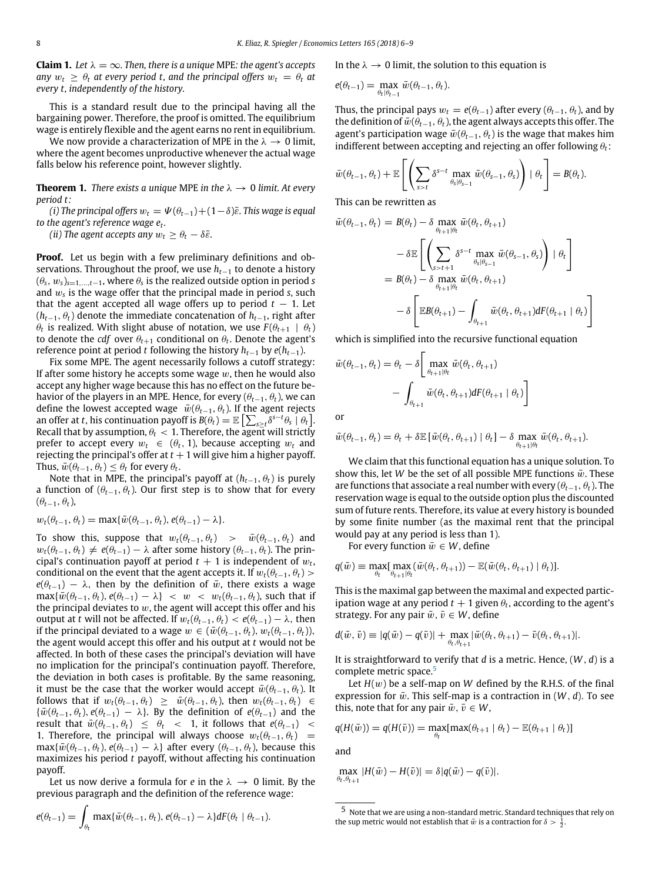**Claim 1.** *Let $\lambda = \infty$. Then, there is a unique* MPE*: the agent's accepts any $w_t \geq \theta_t$ at every period $t$, and the principal offers $w_t = \theta_t$ at every $t$, independently of the history.*

This is a standard result due to the principal having all the bargaining power. Therefore, the proof is omitted. The equilibrium wage is entirely flexible and the agent earns no rent in equilibrium.

We now provide a characterization of MPE in the $\lambda \to 0$ limit, where the agent becomes unproductive whenever the actual wage falls below his reference point, however slightly.

**Theorem 1.** *There exists a unique* MPE *in the $\lambda \to 0$ limit. At every period $t$:*

*(i) The principal offers $w_t = \Psi(\theta_{t-1}) + (1-\delta)\bar{\varepsilon}$. This wage is equal to the agent's reference wage $e_t$.*

*(ii) The agent accepts any $w_t \geq \theta_t - \delta\bar{\varepsilon}$.*

**Proof.** Let us begin with a few preliminary definitions and observations. Throughout the proof, we use $h_{t-1}$ to denote a history $(\theta_s, w_s)_{s=1,\ldots,t-1}$, where $\theta_s$ is the realized outside option in period $s$ and $w_s$ is the wage offer that the principal made in period $s$, such that the agent accepted all wage offers up to period $t-1$. Let $(h_{t-1}, \theta_t)$ denote the immediate concatenation of $h_{t-1}$, right after $\theta_t$ is realized. With slight abuse of notation, we use $F(\theta_{t+1} \mid \theta_t)$ to denote the *cdf* over $\theta_{t+1}$ conditional on $\theta_t$. Denote the agent's reference point at period $t$ following the history $h_{t-1}$ by $e(h_{t-1})$.

Fix some MPE. The agent necessarily follows a cutoff strategy: If after some history he accepts some wage $w$, then he would also accept any higher wage because this has no effect on the future behavior of the players in an MPE. Hence, for every $(\theta_{t-1}, \theta_t)$, we can define the lowest accepted wage $\bar{w}(\theta_{t-1}, \theta_t)$. If the agent rejects an offer at $t$, his continuation payoff is $B(\theta_t) = \mathbb{E}\left[\sum_{s\geq t} \delta^{s-t}\theta_s \mid \theta_t\right]$. Recall that by assumption, $\theta_t < 1$. Therefore, the agent will strictly prefer to accept every $w_t \in (\theta_t, 1)$, because accepting $w_t$ and rejecting the principal's offer at $t+1$ will give him a higher payoff. Thus, $\bar{w}(\theta_{t-1}, \theta_t) \leq \theta_t$ for every $\theta_t$.

Note that in MPE, the principal's payoff at $(h_{t-1}, \theta_t)$ is purely a function of $(\theta_{t-1}, \theta_t)$. Our first step is to show that for every $(\theta_{t-1}, \theta_t)$,

$$w_t(\theta_{t-1}, \theta_t) = \max\{\bar{w}(\theta_{t-1}, \theta_t), e(\theta_{t-1}) - \lambda\}.$$

To show this, suppose that $w_t(\theta_{t-1}, \theta_t) > \bar{w}(\theta_{t-1}, \theta_t)$ and $w_t(\theta_{t-1}, \theta_t) \neq e(\theta_{t-1}) - \lambda$ after some history $(\theta_{t-1}, \theta_t)$. The principal's continuation payoff at period $t+1$ is independent of $w_t$, conditional on the event that the agent accepts it. If $w_t(\theta_{t-1}, \theta_t) > e(\theta_{t-1}) - \lambda$, then by the definition of $\bar{w}$, there exists a wage $\max\{\bar{w}(\theta_{t-1}, \theta_t), e(\theta_{t-1}) - \lambda\} < w < w_t(\theta_{t-1}, \theta_t)$, such that if the principal deviates to $w$, the agent will accept this offer and his output at $t$ will not be affected. If $w_t(\theta_{t-1}, \theta_t) < e(\theta_{t-1}) - \lambda$, then if the principal deviated to a wage $w \in (\bar{w}(\theta_{t-1}, \theta_t), w_t(\theta_{t-1}, \theta_t))$, the agent would accept this offer and his output at $t$ would not be affected. In both of these cases the principal's deviation will have no implication for the principal's continuation payoff. Therefore, the deviation in both cases is profitable. By the same reasoning, it must be the case that the worker would accept $\bar{w}(\theta_{t-1}, \theta_t)$. It follows that if $w_t(\theta_{t-1}, \theta_t) \geq \bar{w}(\theta_{t-1}, \theta_t)$, then $w_t(\theta_{t-1}, \theta_t) \in \{\bar{w}(\theta_{t-1}, \theta_t), e(\theta_{t-1}) - \lambda\}$. By the definition of $e(\theta_{t-1})$ and the result that $\bar{w}(\theta_{t-1}, \theta_t) \leq \theta_t < 1$, it follows that $e(\theta_{t-1}) < 1$. Therefore, the principal will always choose $w_t(\theta_{t-1}, \theta_t) = \max\{\bar{w}(\theta_{t-1}, \theta_t), e(\theta_{t-1}) - \lambda\}$ after every $(\theta_{t-1}, \theta_t)$, because this maximizes his period $t$ payoff, without affecting his continuation payoff.

Let us now derive a formula for $e$ in the $\lambda \to 0$ limit. By the previous paragraph and the definition of the reference wage:

$$e(\theta_{t-1}) = \int_{\theta_t} \max\{\bar{w}(\theta_{t-1}, \theta_t), e(\theta_{t-1}) - \lambda\} dF(\theta_t \mid \theta_{t-1}).$$

In the $\lambda \to 0$ limit, the solution to this equation is

$$e(\theta_{t-1}) = \max_{\theta_t \mid \theta_{t-1}} \bar{w}(\theta_{t-1}, \theta_t).$$

Thus, the principal pays $w_t = e(\theta_{t-1})$ after every $(\theta_{t-1}, \theta_t)$, and by the definition of $\bar{w}(\theta_{t-1}, \theta_t)$, the agent always accepts this offer. The agent's participation wage $\bar{w}(\theta_{t-1}, \theta_t)$ is the wage that makes him indifferent between accepting and rejecting an offer following $\theta_t$:

$$\bar{w}(\theta_{t-1}, \theta_t) + \mathbb{E}\left[\left(\sum_{s>t} \delta^{s-t} \max_{\theta_s \mid \theta_{s-1}} \bar{w}(\theta_{s-1}, \theta_s)\right) \mid \theta_t\right] = B(\theta_t).$$

This can be rewritten as

$$\begin{aligned}
\bar{w}(\theta_{t-1}, \theta_t) &= B(\theta_t) - \delta \max_{\theta_{t+1} \mid \theta_t} \bar{w}(\theta_t, \theta_{t+1}) \\
&\quad - \delta \mathbb{E}\left[\left(\sum_{s>t+1} \delta^{s-t} \max_{\theta_s \mid \theta_{s-1}} \bar{w}(\theta_{s-1}, \theta_s)\right) \mid \theta_t\right] \\
&= B(\theta_t) - \delta \max_{\theta_{t+1} \mid \theta_t} \bar{w}(\theta_t, \theta_{t+1}) \\
&\quad - \delta\left[\mathbb{E}B(\theta_{t+1}) - \int_{\theta_{t+1}} \bar{w}(\theta_t, \theta_{t+1}) dF(\theta_{t+1} \mid \theta_t)\right]
\end{aligned}$$

which is simplified into the recursive functional equation

$$\bar{w}(\theta_{t-1}, \theta_t) = \theta_t - \delta\left[\max_{\theta_{t+1} \mid \theta_t} \bar{w}(\theta_t, \theta_{t+1}) - \int_{\theta_{t+1}} \bar{w}(\theta_t, \theta_{t+1}) dF(\theta_{t+1} \mid \theta_t)\right]$$

or

$$\bar{w}(\theta_{t-1}, \theta_t) = \theta_t + \delta \mathbb{E}\left[\bar{w}(\theta_t, \theta_{t+1}) \mid \theta_t\right] - \delta \max_{\theta_{t+1} \mid \theta_t} \bar{w}(\theta_t, \theta_{t+1}).$$

We claim that this functional equation has a unique solution. To show this, let $W$ be the set of all possible MPE functions $\bar{w}$. These are functions that associate a real number with every $(\theta_{t-1}, \theta_t)$. The reservation wage is equal to the outside option plus the discounted sum of future rents. Therefore, its value at every history is bounded by some finite number (as the maximal rent that the principal would pay at any period is less than 1).

For every function $\bar{w} \in W$, define

$$q(\bar{w}) \equiv \max_{\theta_t}\left[\max_{\theta_{t+1} \mid \theta_t}(\bar{w}(\theta_t, \theta_{t+1})) - \mathbb{E}(\bar{w}(\theta_t, \theta_{t+1}) \mid \theta_t)\right].$$

This is the maximal gap between the maximal and expected participation wage at any period $t+1$ given $\theta_t$, according to the agent's strategy. For any pair $\bar{w}, \bar{v} \in W$, define

$$d(\bar{w}, \bar{v}) = |q(\bar{w}) - q(\bar{v})| + \max_{\theta_t, \theta_{t+1}} |\bar{w}(\theta_t, \theta_{t+1}) - \bar{v}(\theta_t, \theta_{t+1})|.$$

It is straightforward to verify that $d$ is a metric. Hence, $(W, d)$ is a complete metric space.[5]

Let $H(w)$ be a self-map on $W$ defined by the R.H.S. of the final recursive equation for $\bar{w}$. This self-map is a contraction in $(W, d)$. To see this, note that for any pair $\bar{w}, \bar{v} \in W$,

$$q(H(\bar{w})) = q(H(\bar{v})) = \max_{\theta_t}\left[\max(\theta_{t+1} \mid \theta_t) - \mathbb{E}(\theta_{t+1} \mid \theta_t)\right]$$

and

$$\max_{\theta_t, \theta_{t+1}} |H(\bar{w}) - H(\bar{v})| = \delta |q(\bar{w}) - q(\bar{v})|.$$

[5] Note that we are using a non-standard metric. Standard techniques that rely on the sup metric would not establish that $\bar{w}$ is a contraction for $\delta > \frac{1}{2}$.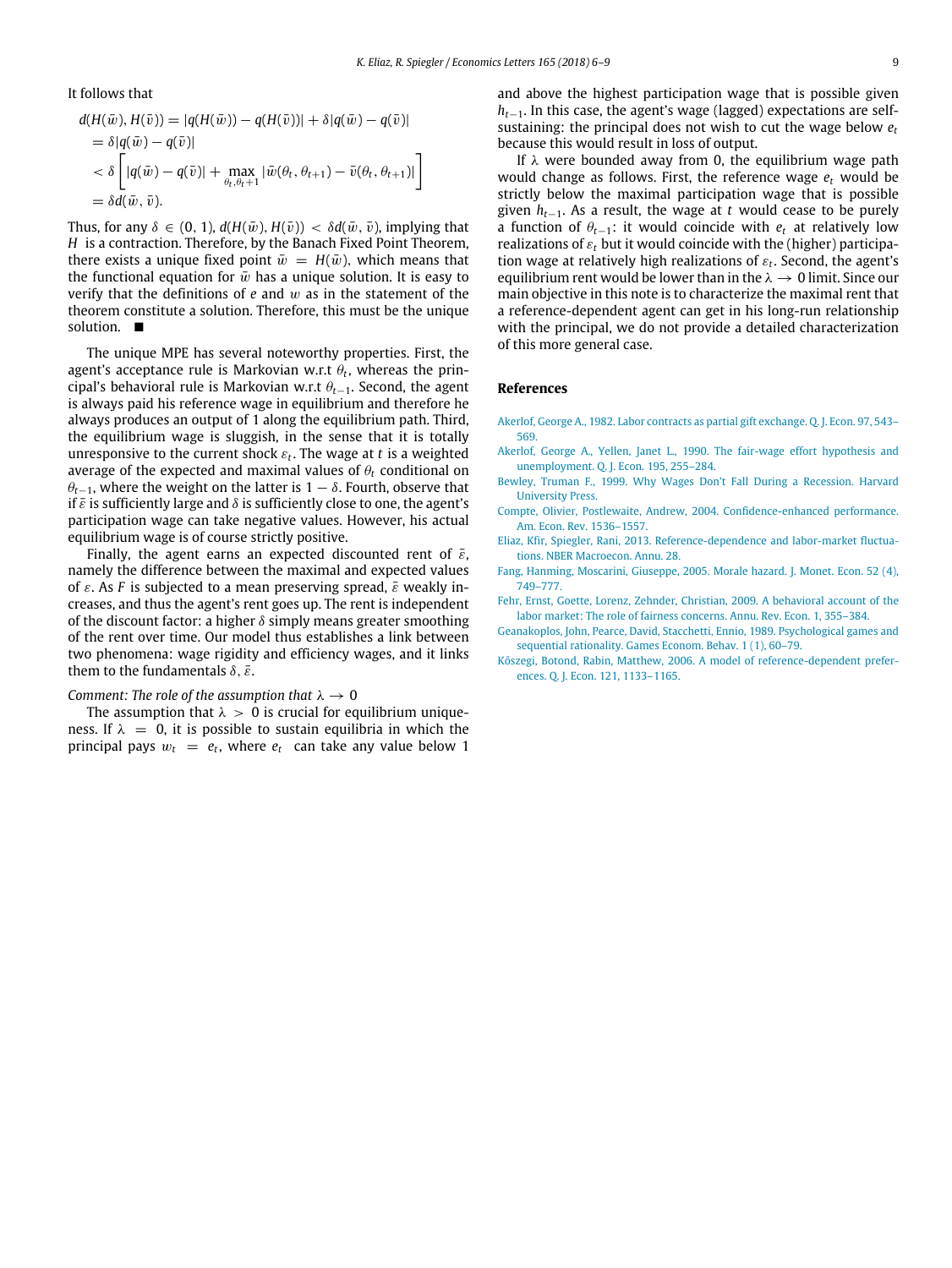It follows that

$$
\begin{aligned}
d(H(\bar{w}), H(\bar{v})) &= |q(H(\bar{w})) - q(H(\bar{v}))| + \delta|q(\bar{w}) - q(\bar{v})| \\
&= \delta|q(\bar{w}) - q(\bar{v})| \\
&< \delta\left[|q(\bar{w}) - q(\bar{v})| + \max_{\theta_t, \theta_{t+1}} |\bar{w}(\theta_t, \theta_{t+1}) - \bar{v}(\theta_t, \theta_{t+1})|\right] \\
&= \delta d(\bar{w}, \bar{v}).
\end{aligned}
$$

Thus, for any $\delta \in (0, 1)$, $d(H(\bar{w}), H(\bar{v})) < \delta d(\bar{w}, \bar{v})$, implying that $H$ is a contraction. Therefore, by the Banach Fixed Point Theorem, there exists a unique fixed point $\bar{w} = H(\bar{w})$, which means that the functional equation for $\bar{w}$ has a unique solution. It is easy to verify that the definitions of $e$ and $w$ as in the statement of the theorem constitute a solution. Therefore, this must be the unique solution. ■

The unique MPE has several noteworthy properties. First, the agent's acceptance rule is Markovian w.r.t $\theta_t$, whereas the principal's behavioral rule is Markovian w.r.t $\theta_{t-1}$. Second, the agent is always paid his reference wage in equilibrium and therefore he always produces an output of 1 along the equilibrium path. Third, the equilibrium wage is sluggish, in the sense that it is totally unresponsive to the current shock $\varepsilon_t$. The wage at $t$ is a weighted average of the expected and maximal values of $\theta_t$ conditional on $\theta_{t-1}$, where the weight on the latter is $1 - \delta$. Fourth, observe that if $\bar{\varepsilon}$ is sufficiently large and $\delta$ is sufficiently close to one, the agent's participation wage can take negative values. However, his actual equilibrium wage is of course strictly positive.

Finally, the agent earns an expected discounted rent of $\bar{\varepsilon}$, namely the difference between the maximal and expected values of $\varepsilon$. As $F$ is subjected to a mean preserving spread, $\bar{\varepsilon}$ weakly increases, and thus the agent's rent goes up. The rent is independent of the discount factor: a higher $\delta$ simply means greater smoothing of the rent over time. Our model thus establishes a link between two phenomena: wage rigidity and efficiency wages, and it links them to the fundamentals $\delta, \bar{\varepsilon}$.

*Comment: The role of the assumption that $\lambda \to 0$*

The assumption that $\lambda > 0$ is crucial for equilibrium uniqueness. If $\lambda = 0$, it is possible to sustain equilibria in which the principal pays $w_t = e_t$, where $e_t$ can take any value below 1 and above the highest participation wage that is possible given $h_{t-1}$. In this case, the agent's wage (lagged) expectations are self-sustaining: the principal does not wish to cut the wage below $e_t$ because this would result in loss of output.

If $\lambda$ were bounded away from 0, the equilibrium wage path would change as follows. First, the reference wage $e_t$ would be strictly below the maximal participation wage that is possible given $h_{t-1}$. As a result, the wage at $t$ would cease to be purely a function of $\theta_{t-1}$: it would coincide with $e_t$ at relatively low realizations of $\varepsilon_t$ but it would coincide with the (higher) participation wage at relatively high realizations of $\varepsilon_t$. Second, the agent's equilibrium rent would be lower than in the $\lambda \to 0$ limit. Since our main objective in this note is to characterize the maximal rent that a reference-dependent agent can get in his long-run relationship with the principal, we do not provide a detailed characterization of this more general case.

## References

Akerlof, George A., 1982. Labor contracts as partial gift exchange. Q. J. Econ. 97, 543–569.

Akerlof, George A., Yellen, Janet L., 1990. The fair-wage effort hypothesis and unemployment. Q. J. Econ. 195, 255–284.

Bewley, Truman F., 1999. Why Wages Don't Fall During a Recession. Harvard University Press.

Compte, Olivier, Postlewaite, Andrew, 2004. Confidence-enhanced performance. Am. Econ. Rev. 1536–1557.

Eliaz, Kfir, Spiegler, Rani, 2013. Reference-dependence and labor-market fluctuations. NBER Macroecon. Annu. 28.

Fang, Hanming, Moscarini, Giuseppe, 2005. Morale hazard. J. Monet. Econ. 52 (4), 749–777.

Fehr, Ernst, Goette, Lorenz, Zehnder, Christian, 2009. A behavioral account of the labor market: The role of fairness concerns. Annu. Rev. Econ. 1, 355–384.

Geanakoplos, John, Pearce, David, Stacchetti, Ennio, 1989. Psychological games and sequential rationality. Games Econom. Behav. 1 (1), 60–79.

Kőszegi, Botond, Rabin, Matthew, 2006. A model of reference-dependent preferences. Q. J. Econ. 121, 1133–1165.